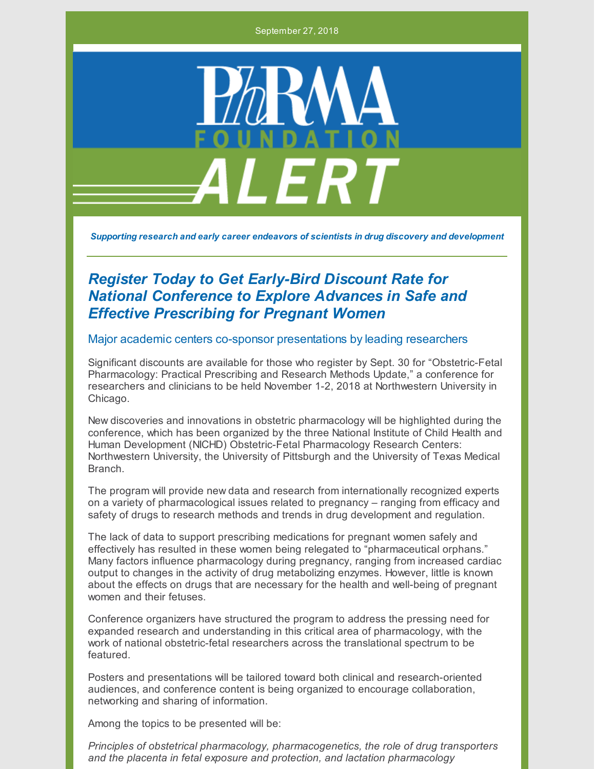September 27, 2018

PhRMA FOUNDATION ALERT

***Supporting research and early career endeavors of scientists in drug discovery and development***

## *Register Today to Get Early-Bird Discount Rate for National Conference to Explore Advances in Safe and Effective Prescribing for Pregnant Women*

### Major academic centers co-sponsor presentations by leading researchers

Significant discounts are available for those who register by Sept. 30 for "Obstetric-Fetal Pharmacology: Practical Prescribing and Research Methods Update," a conference for researchers and clinicians to be held November 1-2, 2018 at Northwestern University in Chicago.

New discoveries and innovations in obstetric pharmacology will be highlighted during the conference, which has been organized by the three National Institute of Child Health and Human Development (NICHD) Obstetric-Fetal Pharmacology Research Centers: Northwestern University, the University of Pittsburgh and the University of Texas Medical Branch.

The program will provide new data and research from internationally recognized experts on a variety of pharmacological issues related to pregnancy – ranging from efficacy and safety of drugs to research methods and trends in drug development and regulation.

The lack of data to support prescribing medications for pregnant women safely and effectively has resulted in these women being relegated to "pharmaceutical orphans." Many factors influence pharmacology during pregnancy, ranging from increased cardiac output to changes in the activity of drug metabolizing enzymes. However, little is known about the effects on drugs that are necessary for the health and well-being of pregnant women and their fetuses.

Conference organizers have structured the program to address the pressing need for expanded research and understanding in this critical area of pharmacology, with the work of national obstetric-fetal researchers across the translational spectrum to be featured.

Posters and presentations will be tailored toward both clinical and research-oriented audiences, and conference content is being organized to encourage collaboration, networking and sharing of information.

Among the topics to be presented will be:

*Principles of obstetrical pharmacology, pharmacogenetics, the role of drug transporters and the placenta in fetal exposure and protection, and lactation pharmacology*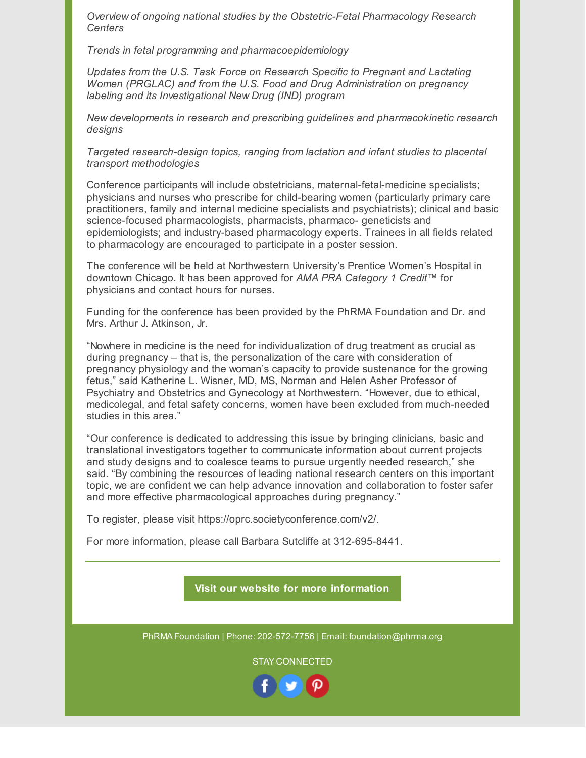*Overview of ongoing national studies by the Obstetric-Fetal Pharmacology Research Centers*

*Trends in fetal programming and pharmacoepidemiology*

*Updates from the U.S. Task Force on Research Specific to Pregnant and Lactating Women (PRGLAC) and from the U.S. Food and Drug Administration on pregnancy labeling and its Investigational New Drug (IND) program*

*New developments in research and prescribing guidelines and pharmacokinetic research designs*

*Targeted research-design topics, ranging from lactation and infant studies to placental transport methodologies*

Conference participants will include obstetricians, maternal-fetal-medicine specialists; physicians and nurses who prescribe for child-bearing women (particularly primary care practitioners, family and internal medicine specialists and psychiatrists); clinical and basic science-focused pharmacologists, pharmacists, pharmaco- geneticists and epidemiologists; and industry-based pharmacology experts. Trainees in all fields related to pharmacology are encouraged to participate in a poster session.

The conference will be held at Northwestern University's Prentice Women's Hospital in downtown Chicago. It has been approved for *AMA PRA Category 1 Credit™* for physicians and contact hours for nurses.

Funding for the conference has been provided by the PhRMA Foundation and Dr. and Mrs. Arthur J. Atkinson, Jr.

"Nowhere in medicine is the need for individualization of drug treatment as crucial as during pregnancy – that is, the personalization of the care with consideration of pregnancy physiology and the woman's capacity to provide sustenance for the growing fetus," said Katherine L. Wisner, MD, MS, Norman and Helen Asher Professor of Psychiatry and Obstetrics and Gynecology at Northwestern. "However, due to ethical, medicolegal, and fetal safety concerns, women have been excluded from much-needed studies in this area."

"Our conference is dedicated to addressing this issue by bringing clinicians, basic and translational investigators together to communicate information about current projects and study designs and to coalesce teams to pursue urgently needed research," she said. "By combining the resources of leading national research centers on this important topic, we are confident we can help advance innovation and collaboration to foster safer and more effective pharmacological approaches during pregnancy."

To register, please visit https://oprc.societyconference.com/v2/.

For more information, please call Barbara Sutcliffe at 312-695-8441.

---

**Visit our website for more information**

PhRMA Foundation | Phone: 202-572-7756 | Email: foundation@phrma.org

STAY CONNECTED